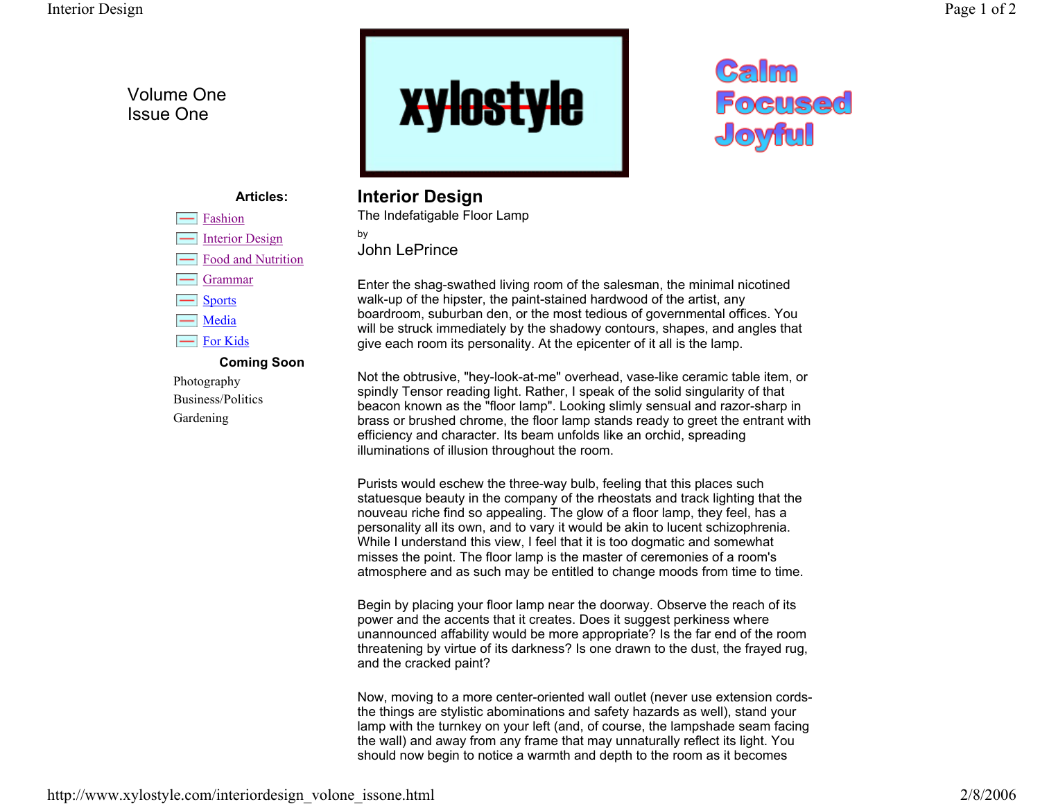Volume One
Issue One

**xylostyle**

Calm
Focused
Joyful

**Articles:**

- Fashion
- Interior Design
- Food and Nutrition
- Grammar
- Sports
- Media
- For Kids

**Coming Soon**

Photography
Business/Politics
Gardening

## Interior Design

The Indefatigable Floor Lamp

by

John LePrince

Enter the shag-swathed living room of the salesman, the minimal nicotined walk-up of the hipster, the paint-stained hardwood of the artist, any boardroom, suburban den, or the most tedious of governmental offices. You will be struck immediately by the shadowy contours, shapes, and angles that give each room its personality. At the epicenter of it all is the lamp.

Not the obtrusive, "hey-look-at-me" overhead, vase-like ceramic table item, or spindly Tensor reading light. Rather, I speak of the solid singularity of that beacon known as the "floor lamp". Looking slimly sensual and razor-sharp in brass or brushed chrome, the floor lamp stands ready to greet the entrant with efficiency and character. Its beam unfolds like an orchid, spreading illuminations of illusion throughout the room.

Purists would eschew the three-way bulb, feeling that this places such statuesque beauty in the company of the rheostats and track lighting that the nouveau riche find so appealing. The glow of a floor lamp, they feel, has a personality all its own, and to vary it would be akin to lucent schizophrenia. While I understand this view, I feel that it is too dogmatic and somewhat misses the point. The floor lamp is the master of ceremonies of a room's atmosphere and as such may be entitled to change moods from time to time.

Begin by placing your floor lamp near the doorway. Observe the reach of its power and the accents that it creates. Does it suggest perkiness where unannounced affability would be more appropriate? Is the far end of the room threatening by virtue of its darkness? Is one drawn to the dust, the frayed rug, and the cracked paint?

Now, moving to a more center-oriented wall outlet (never use extension cords-the things are stylistic abominations and safety hazards as well), stand your lamp with the turnkey on your left (and, of course, the lampshade seam facing the wall) and away from any frame that may unnaturally reflect its light. You should now begin to notice a warmth and depth to the room as it becomes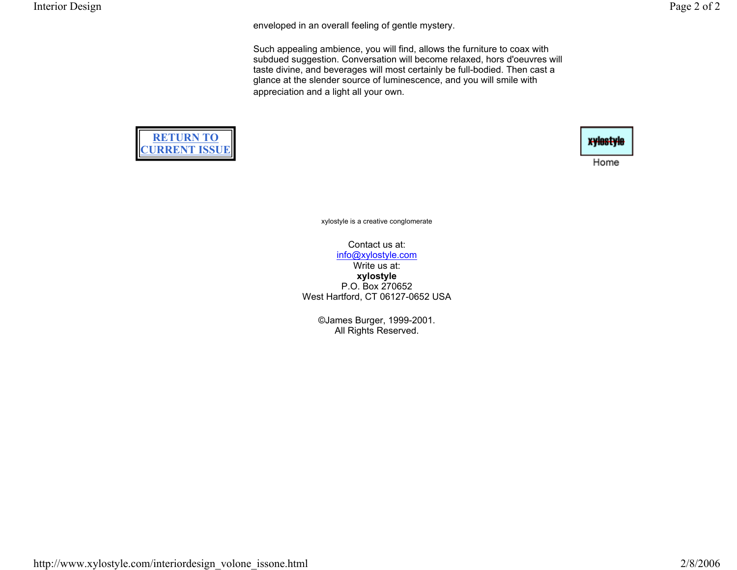enveloped in an overall feeling of gentle mystery.

Such appealing ambience, you will find, allows the furniture to coax with subdued suggestion. Conversation will become relaxed, hors d'oeuvres will taste divine, and beverages will most certainly be full-bodied. Then cast a glance at the slender source of luminescence, and you will smile with appreciation and a light all your own.

RETURN TO CURRENT ISSUE

xylostyle

Home

xylostyle is a creative conglomerate

Contact us at:
info@xylostyle.com
Write us at:
**xylostyle**
P.O. Box 270652
West Hartford, CT 06127-0652 USA

©James Burger, 1999-2001.
All Rights Reserved.